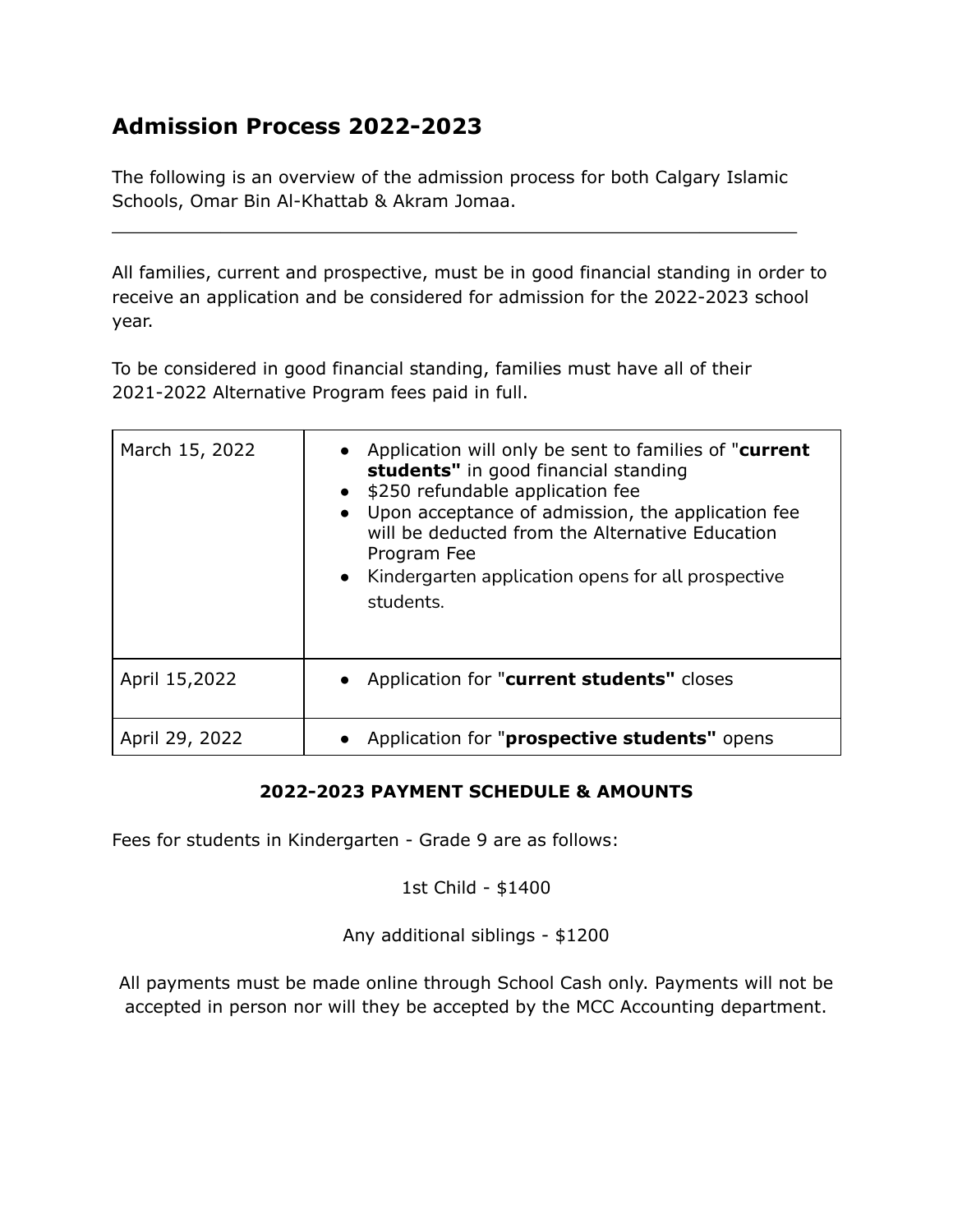# Admission Process 2022-2023

The following is an overview of the admission process for both Calgary Islamic Schools, Omar Bin Al-Khattab & Akram Jomaa.

---

All families, current and prospective, must be in good financial standing in order to receive an application and be considered for admission for the 2022-2023 school year.

To be considered in good financial standing, families must have all of their 2021-2022 Alternative Program fees paid in full.

| | |
|---|---|
| March 15, 2022 | • Application will only be sent to families of "**current students"** in good financial standing<br>• $250 refundable application fee<br>• Upon acceptance of admission, the application fee will be deducted from the Alternative Education Program Fee<br>• Kindergarten application opens for all prospective students. |
| April 15,2022 | • Application for "**current students"** closes |
| April 29, 2022 | • Application for "**prospective students"** opens |

**2022-2023 PAYMENT SCHEDULE & AMOUNTS**

Fees for students in Kindergarten - Grade 9 are as follows:

1st Child - $1400

Any additional siblings - $1200

All payments must be made online through School Cash only. Payments will not be accepted in person nor will they be accepted by the MCC Accounting department.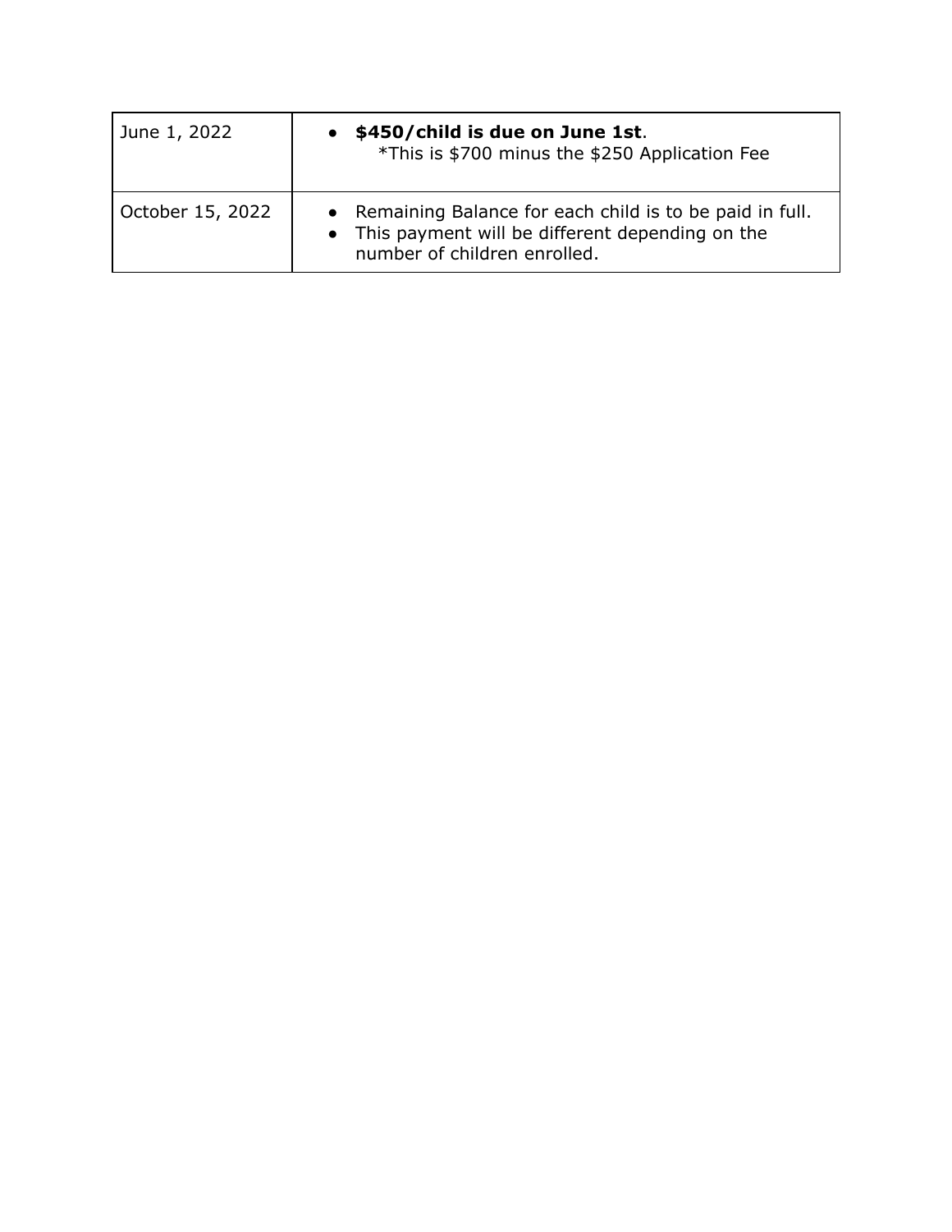| | |
|---|---|
| June 1, 2022 | • **$450/child is due on June 1st**.<br>*This is $700 minus the $250 Application Fee |
| October 15, 2022 | • Remaining Balance for each child is to be paid in full.<br>• This payment will be different depending on the number of children enrolled. |